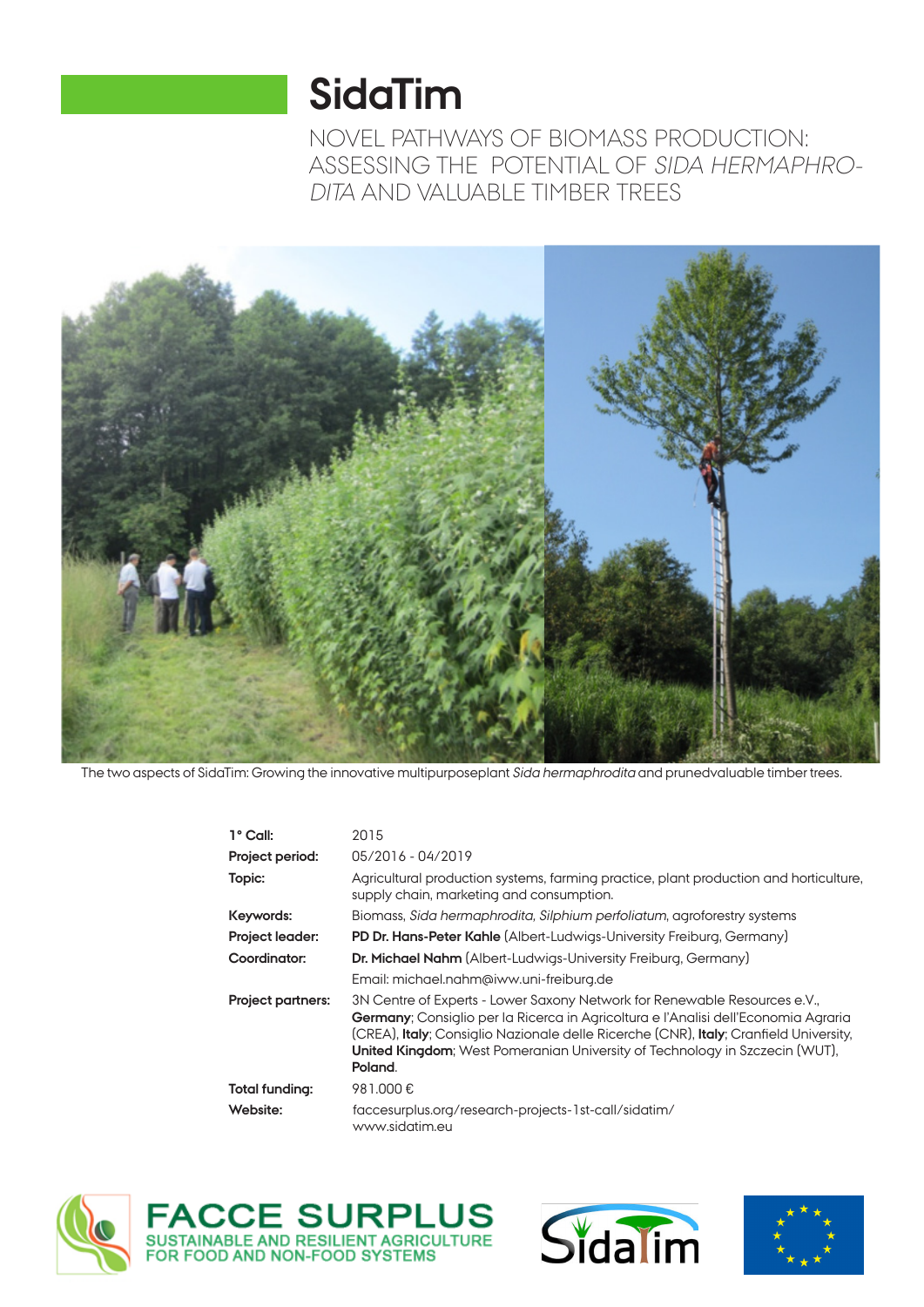# SidaTim

NOVEL PATHWAYS OF BIOMASS PRODUCTION: ASSESSING THE POTENTIAL OF *SIDA HERMAPHRODITA* AND VALUABLE TIMBER TREES

The two aspects of SidaTim: Growing the innovative multipurposeplant *Sida hermaphrodita* and prunedvaluable timber trees.

| | |
|---|---|
| **1° Call:** | 2015 |
| **Project period:** | 05/2016 - 04/2019 |
| **Topic:** | Agricultural production systems, farming practice, plant production and horticulture, supply chain, marketing and consumption. |
| **Keywords:** | Biomass, *Sida hermaphrodita, Silphium perfoliatum*, agroforestry systems |
| **Project leader:** | **PD Dr. Hans-Peter Kahle** (Albert-Ludwigs-University Freiburg, Germany) |
| **Coordinator:** | **Dr. Michael Nahm** (Albert-Ludwigs-University Freiburg, Germany) Email: michael.nahm@iww.uni-freiburg.de |
| **Project partners:** | 3N Centre of Experts - Lower Saxony Network for Renewable Resources e.V., **Germany**; Consiglio per la Ricerca in Agricoltura e l'Analisi dell'Economia Agraria (CREA), **Italy**; Consiglio Nazionale delle Ricerche (CNR), **Italy**; Cranfield University, **United Kingdom**; West Pomeranian University of Technology in Szczecin (WUT), **Poland**. |
| **Total funding:** | 981.000 € |
| **Website:** | faccesurplus.org/research-projects-1st-call/sidatim/ www.sidatim.eu |

FACCE SURPLUS
SUSTAINABLE AND RESILIENT AGRICULTURE FOR FOOD AND NON-FOOD SYSTEMS

SidaTim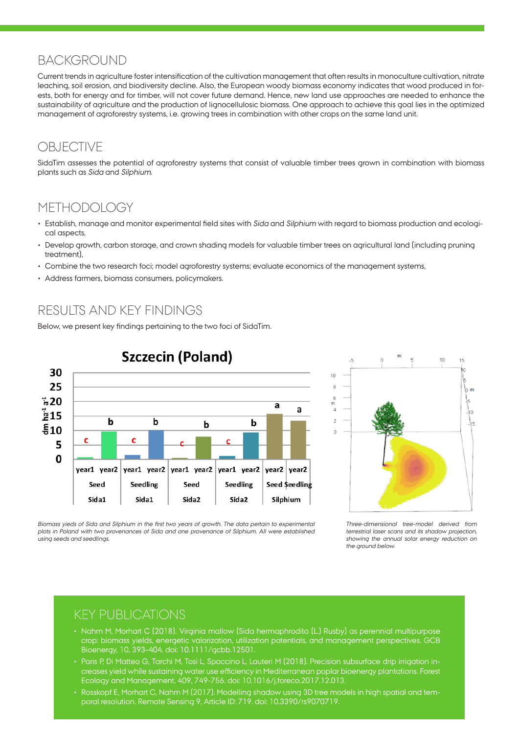## BACKGROUND

Current trends in agriculture foster intensification of the cultivation management that often results in monoculture cultivation, nitrate leaching, soil erosion, and biodiversity decline. Also, the European woody biomass economy indicates that wood produced in forests, both for energy and for timber, will not cover future demand. Hence, new land use approaches are needed to enhance the sustainability of agriculture and the production of lignocellulosic biomass. One approach to achieve this goal lies in the optimized management of agroforestry systems, i.e. growing trees in combination with other crops on the same land unit.

## OBJECTIVE

SidaTim assesses the potential of agroforestry systems that consist of valuable timber trees grown in combination with biomass plants such as *Sida* and *Silphium*.

## METHODOLOGY

- Establish, manage and monitor experimental field sites with *Sida* and *Silphium* with regard to biomass production and ecological aspects,
- Develop growth, carbon storage, and crown shading models for valuable timber trees on agricultural land (including pruning treatment),
- Combine the two research foci; model agroforestry systems; evaluate economics of the management systems,
- Address farmers, biomass consumers, policymakers.

## RESULTS AND KEY FINDINGS

Below, we present key findings pertaining to the two foci of SidaTim.

Szczecin (Poland)

$dm\ ha^{-1}\ a^{-1}$

30
25
20
15
10
5
0

c b c b c b c b a a

year1 year2 year1 year2 year1 year2 year1 year2 year2 year2

Seed Seedling Seed Seedling Seed Seedling

Sida1 Sida1 Sida2 Sida2 Silphium

*Biomass yields of Sida and Silphium in the first two years of growth. The data pertain to experimental plots in Poland with two provenances of Sida and one provenance of Silphium. All were established using seeds and seedlings.*

m
-5 0 5 10 15
10 8 6 m 4 2 0
10 5 0 m -5 -10 -15

*Three-dimensional tree-model derived from terrestrial laser scans and its shadow projection, showing the annual solar energy reduction on the ground below.*

## KEY PUBLICATIONS

- Nahm M, Morhart C (2018). Virginia mallow (Sida hermaphrodita (L.) Rusby) as perennial multipurpose crop: biomass yields, energetic valorization, utilization potentials, and management perspectives. GCB Bioenergy, 10, 393–404. doi: 10.1111/gcbb.12501.
- Paris P, Di Matteo G, Tarchi M, Tosi L, Spaccino L, Lauteri M (2018). Precision subsurface drip irrigation increases yield while sustaining water use efficiency in Mediterranean poplar bioenergy plantations. Forest Ecology and Management, 409, 749-756. doi: 10.1016/j.foreco.2017.12.013.
- Rosskopf E, Morhart C, Nahm M (2017). Modelling shadow using 3D tree models in high spatial and temporal resolution. Remote Sensing 9, Article ID: 719. doi: 10.3390/rs9070719.